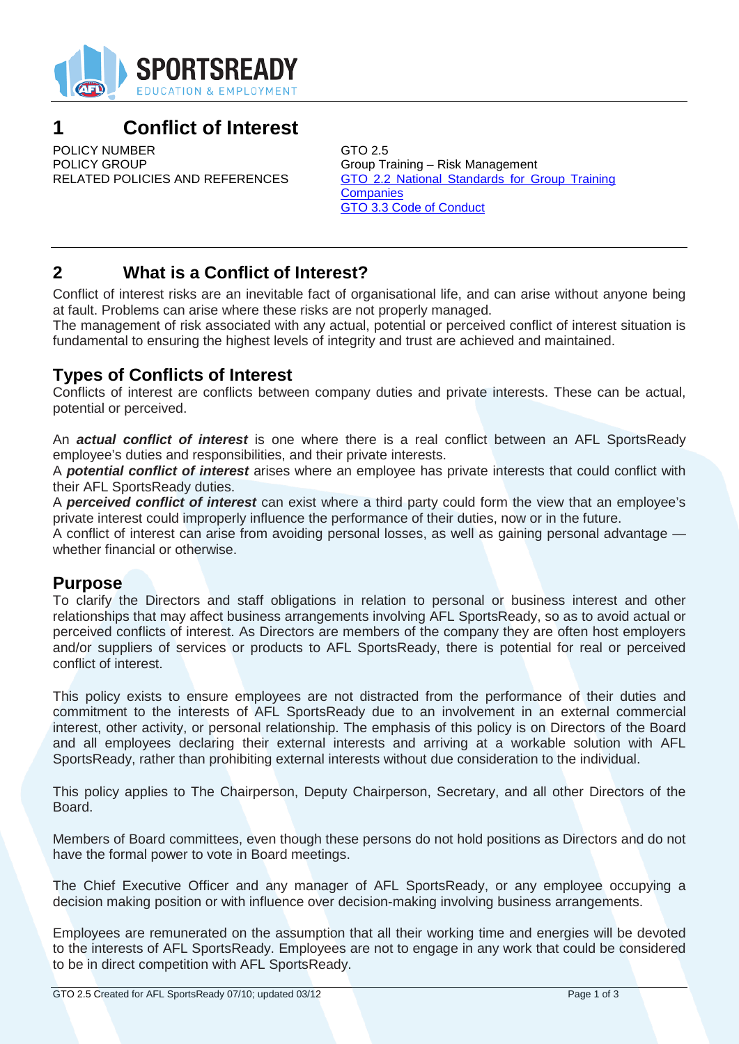# 1 Conflict of Interest

| | |
|---|---|
| POLICY NUMBER | GTO 2.5 |
| POLICY GROUP | Group Training – Risk Management |
| RELATED POLICIES AND REFERENCES | GTO 2.2 National Standards for Group Training Companies<br>GTO 3.3 Code of Conduct |

# 2 What is a Conflict of Interest?

Conflict of interest risks are an inevitable fact of organisational life, and can arise without anyone being at fault. Problems can arise where these risks are not properly managed.

The management of risk associated with any actual, potential or perceived conflict of interest situation is fundamental to ensuring the highest levels of integrity and trust are achieved and maintained.

## Types of Conflicts of Interest

Conflicts of interest are conflicts between company duties and private interests. These can be actual, potential or perceived.

An ***actual conflict of interest*** is one where there is a real conflict between an AFL SportsReady employee's duties and responsibilities, and their private interests.

A ***potential conflict of interest*** arises where an employee has private interests that could conflict with their AFL SportsReady duties.

A ***perceived conflict of interest*** can exist where a third party could form the view that an employee's private interest could improperly influence the performance of their duties, now or in the future.

A conflict of interest can arise from avoiding personal losses, as well as gaining personal advantage — whether financial or otherwise.

## Purpose

To clarify the Directors and staff obligations in relation to personal or business interest and other relationships that may affect business arrangements involving AFL SportsReady, so as to avoid actual or perceived conflicts of interest. As Directors are members of the company they are often host employers and/or suppliers of services or products to AFL SportsReady, there is potential for real or perceived conflict of interest.

This policy exists to ensure employees are not distracted from the performance of their duties and commitment to the interests of AFL SportsReady due to an involvement in an external commercial interest, other activity, or personal relationship. The emphasis of this policy is on Directors of the Board and all employees declaring their external interests and arriving at a workable solution with AFL SportsReady, rather than prohibiting external interests without due consideration to the individual.

This policy applies to The Chairperson, Deputy Chairperson, Secretary, and all other Directors of the Board.

Members of Board committees, even though these persons do not hold positions as Directors and do not have the formal power to vote in Board meetings.

The Chief Executive Officer and any manager of AFL SportsReady, or any employee occupying a decision making position or with influence over decision-making involving business arrangements.

Employees are remunerated on the assumption that all their working time and energies will be devoted to the interests of AFL SportsReady. Employees are not to engage in any work that could be considered to be in direct competition with AFL SportsReady.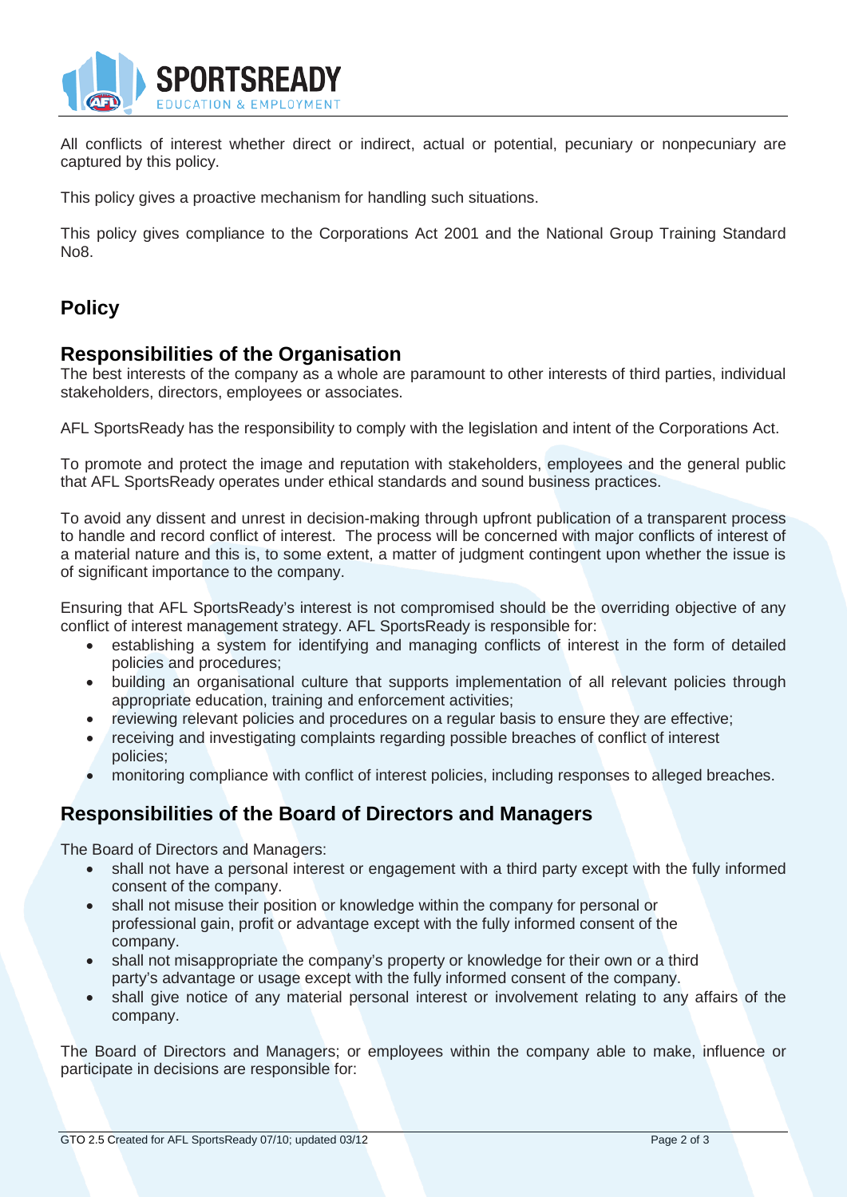All conflicts of interest whether direct or indirect, actual or potential, pecuniary or nonpecuniary are captured by this policy.

This policy gives a proactive mechanism for handling such situations.

This policy gives compliance to the Corporations Act 2001 and the National Group Training Standard No8.

# Policy

## Responsibilities of the Organisation

The best interests of the company as a whole are paramount to other interests of third parties, individual stakeholders, directors, employees or associates.

AFL SportsReady has the responsibility to comply with the legislation and intent of the Corporations Act.

To promote and protect the image and reputation with stakeholders, employees and the general public that AFL SportsReady operates under ethical standards and sound business practices.

To avoid any dissent and unrest in decision-making through upfront publication of a transparent process to handle and record conflict of interest. The process will be concerned with major conflicts of interest of a material nature and this is, to some extent, a matter of judgment contingent upon whether the issue is of significant importance to the company.

Ensuring that AFL SportsReady's interest is not compromised should be the overriding objective of any conflict of interest management strategy. AFL SportsReady is responsible for:

- establishing a system for identifying and managing conflicts of interest in the form of detailed policies and procedures;
- building an organisational culture that supports implementation of all relevant policies through appropriate education, training and enforcement activities;
- reviewing relevant policies and procedures on a regular basis to ensure they are effective;
- receiving and investigating complaints regarding possible breaches of conflict of interest policies;
- monitoring compliance with conflict of interest policies, including responses to alleged breaches.

## Responsibilities of the Board of Directors and Managers

The Board of Directors and Managers:

- shall not have a personal interest or engagement with a third party except with the fully informed consent of the company.
- shall not misuse their position or knowledge within the company for personal or professional gain, profit or advantage except with the fully informed consent of the company.
- shall not misappropriate the company's property or knowledge for their own or a third party's advantage or usage except with the fully informed consent of the company.
- shall give notice of any material personal interest or involvement relating to any affairs of the company.

The Board of Directors and Managers; or employees within the company able to make, influence or participate in decisions are responsible for: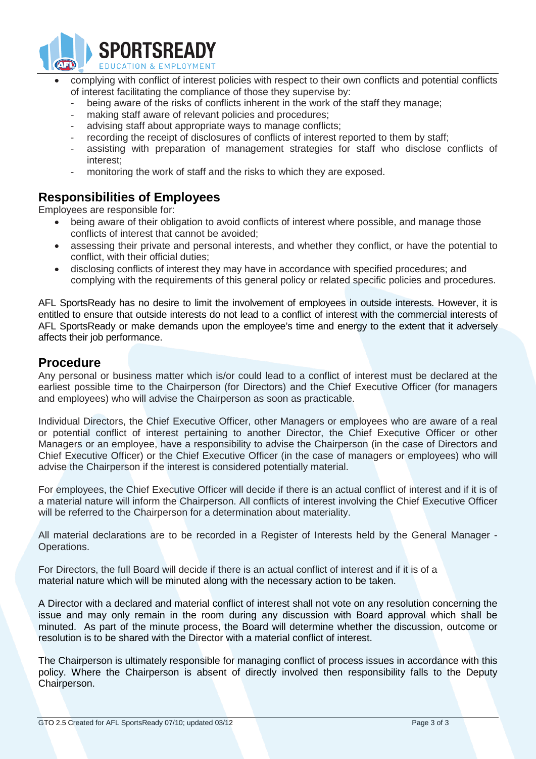- complying with conflict of interest policies with respect to their own conflicts and potential conflicts of interest facilitating the compliance of those they supervise by:
  - being aware of the risks of conflicts inherent in the work of the staff they manage;
  - making staff aware of relevant policies and procedures;
  - advising staff about appropriate ways to manage conflicts;
  - recording the receipt of disclosures of conflicts of interest reported to them by staff;
  - assisting with preparation of management strategies for staff who disclose conflicts of interest;
  - monitoring the work of staff and the risks to which they are exposed.

## Responsibilities of Employees

Employees are responsible for:

- being aware of their obligation to avoid conflicts of interest where possible, and manage those conflicts of interest that cannot be avoided;
- assessing their private and personal interests, and whether they conflict, or have the potential to conflict, with their official duties;
- disclosing conflicts of interest they may have in accordance with specified procedures; and complying with the requirements of this general policy or related specific policies and procedures.

AFL SportsReady has no desire to limit the involvement of employees in outside interests. However, it is entitled to ensure that outside interests do not lead to a conflict of interest with the commercial interests of AFL SportsReady or make demands upon the employee's time and energy to the extent that it adversely affects their job performance.

## Procedure

Any personal or business matter which is/or could lead to a conflict of interest must be declared at the earliest possible time to the Chairperson (for Directors) and the Chief Executive Officer (for managers and employees) who will advise the Chairperson as soon as practicable.

Individual Directors, the Chief Executive Officer, other Managers or employees who are aware of a real or potential conflict of interest pertaining to another Director, the Chief Executive Officer or other Managers or an employee, have a responsibility to advise the Chairperson (in the case of Directors and Chief Executive Officer) or the Chief Executive Officer (in the case of managers or employees) who will advise the Chairperson if the interest is considered potentially material.

For employees, the Chief Executive Officer will decide if there is an actual conflict of interest and if it is of a material nature will inform the Chairperson. All conflicts of interest involving the Chief Executive Officer will be referred to the Chairperson for a determination about materiality.

All material declarations are to be recorded in a Register of Interests held by the General Manager - Operations.

For Directors, the full Board will decide if there is an actual conflict of interest and if it is of a material nature which will be minuted along with the necessary action to be taken.

A Director with a declared and material conflict of interest shall not vote on any resolution concerning the issue and may only remain in the room during any discussion with Board approval which shall be minuted. As part of the minute process, the Board will determine whether the discussion, outcome or resolution is to be shared with the Director with a material conflict of interest.

The Chairperson is ultimately responsible for managing conflict of process issues in accordance with this policy. Where the Chairperson is absent of directly involved then responsibility falls to the Deputy Chairperson.